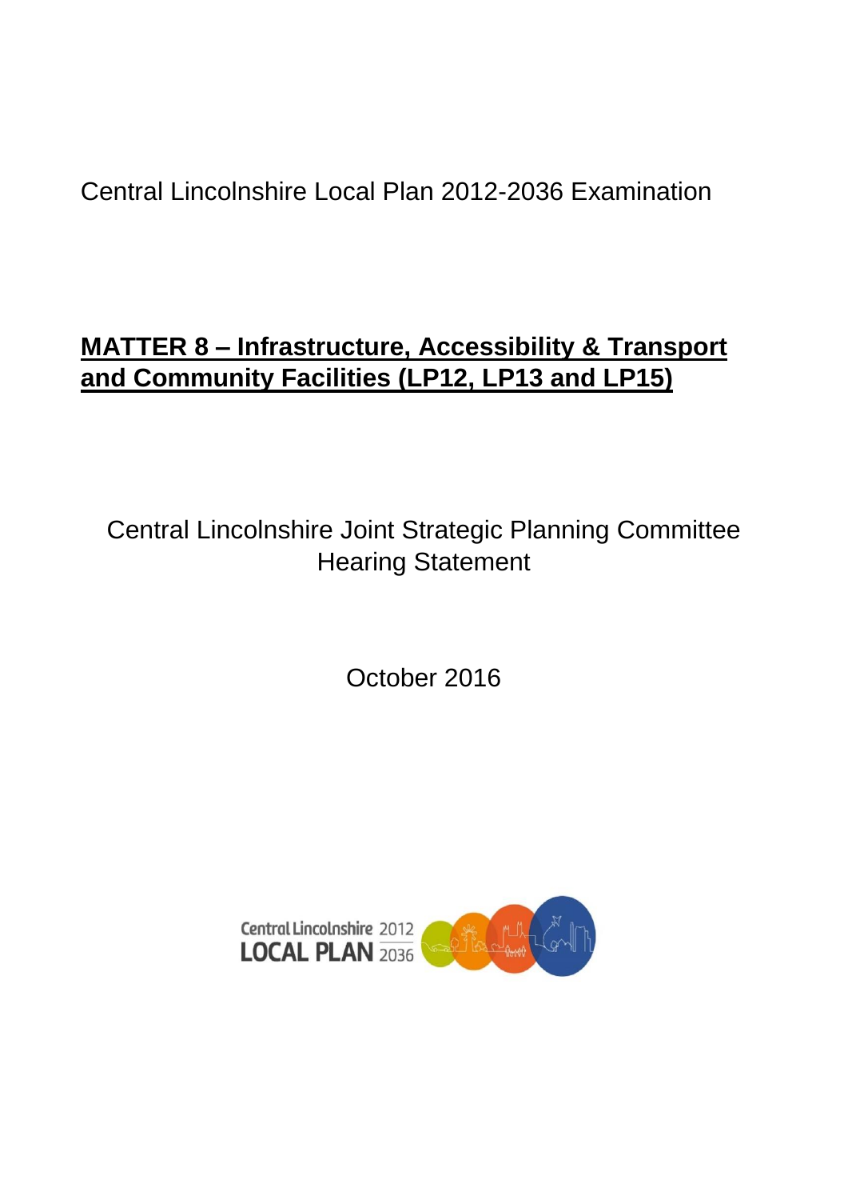Central Lincolnshire Local Plan 2012-2036 Examination

# MATTER 8 – Infrastructure, Accessibility & Transport and Community Facilities (LP12, LP13 and LP15)

Central Lincolnshire Joint Strategic Planning Committee
Hearing Statement

October 2016

Central Lincolnshire 2012
LOCAL PLAN 2036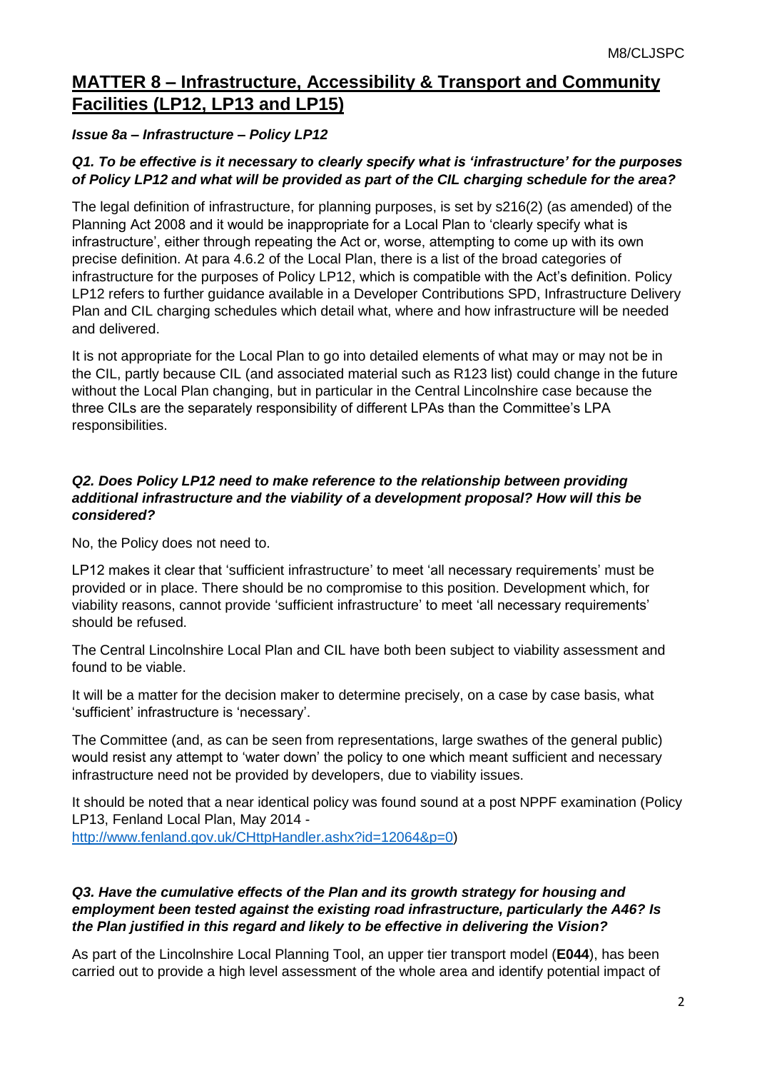## MATTER 8 – Infrastructure, Accessibility & Transport and Community Facilities (LP12, LP13 and LP15)

***Issue 8a – Infrastructure – Policy LP12***

***Q1. To be effective is it necessary to clearly specify what is 'infrastructure' for the purposes of Policy LP12 and what will be provided as part of the CIL charging schedule for the area?***

The legal definition of infrastructure, for planning purposes, is set by s216(2) (as amended) of the Planning Act 2008 and it would be inappropriate for a Local Plan to 'clearly specify what is infrastructure', either through repeating the Act or, worse, attempting to come up with its own precise definition. At para 4.6.2 of the Local Plan, there is a list of the broad categories of infrastructure for the purposes of Policy LP12, which is compatible with the Act's definition. Policy LP12 refers to further guidance available in a Developer Contributions SPD, Infrastructure Delivery Plan and CIL charging schedules which detail what, where and how infrastructure will be needed and delivered.

It is not appropriate for the Local Plan to go into detailed elements of what may or may not be in the CIL, partly because CIL (and associated material such as R123 list) could change in the future without the Local Plan changing, but in particular in the Central Lincolnshire case because the three CILs are the separately responsibility of different LPAs than the Committee's LPA responsibilities.

***Q2. Does Policy LP12 need to make reference to the relationship between providing additional infrastructure and the viability of a development proposal? How will this be considered?***

No, the Policy does not need to.

LP12 makes it clear that 'sufficient infrastructure' to meet 'all necessary requirements' must be provided or in place. There should be no compromise to this position. Development which, for viability reasons, cannot provide 'sufficient infrastructure' to meet 'all necessary requirements' should be refused.

The Central Lincolnshire Local Plan and CIL have both been subject to viability assessment and found to be viable.

It will be a matter for the decision maker to determine precisely, on a case by case basis, what 'sufficient' infrastructure is 'necessary'.

The Committee (and, as can be seen from representations, large swathes of the general public) would resist any attempt to 'water down' the policy to one which meant sufficient and necessary infrastructure need not be provided by developers, due to viability issues.

It should be noted that a near identical policy was found sound at a post NPPF examination (Policy LP13, Fenland Local Plan, May 2014 - http://www.fenland.gov.uk/CHttpHandler.ashx?id=12064&p=0)

***Q3. Have the cumulative effects of the Plan and its growth strategy for housing and employment been tested against the existing road infrastructure, particularly the A46? Is the Plan justified in this regard and likely to be effective in delivering the Vision?***

As part of the Lincolnshire Local Planning Tool, an upper tier transport model (**E044**), has been carried out to provide a high level assessment of the whole area and identify potential impact of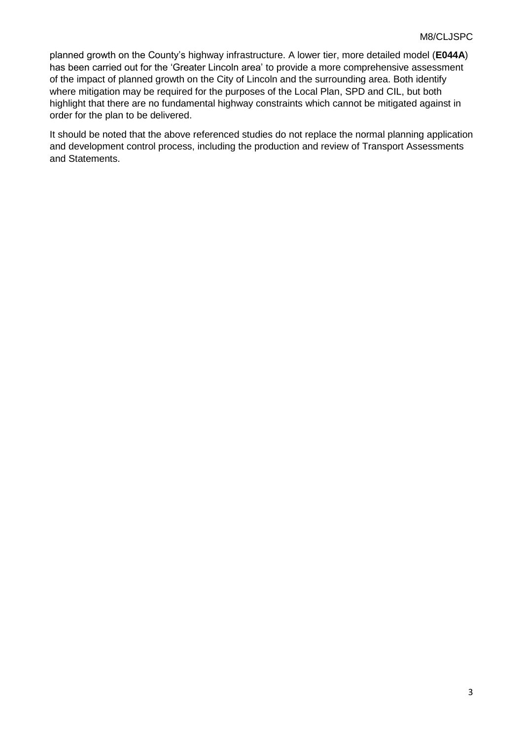planned growth on the County's highway infrastructure. A lower tier, more detailed model (**E044A**) has been carried out for the 'Greater Lincoln area' to provide a more comprehensive assessment of the impact of planned growth on the City of Lincoln and the surrounding area. Both identify where mitigation may be required for the purposes of the Local Plan, SPD and CIL, but both highlight that there are no fundamental highway constraints which cannot be mitigated against in order for the plan to be delivered.

It should be noted that the above referenced studies do not replace the normal planning application and development control process, including the production and review of Transport Assessments and Statements.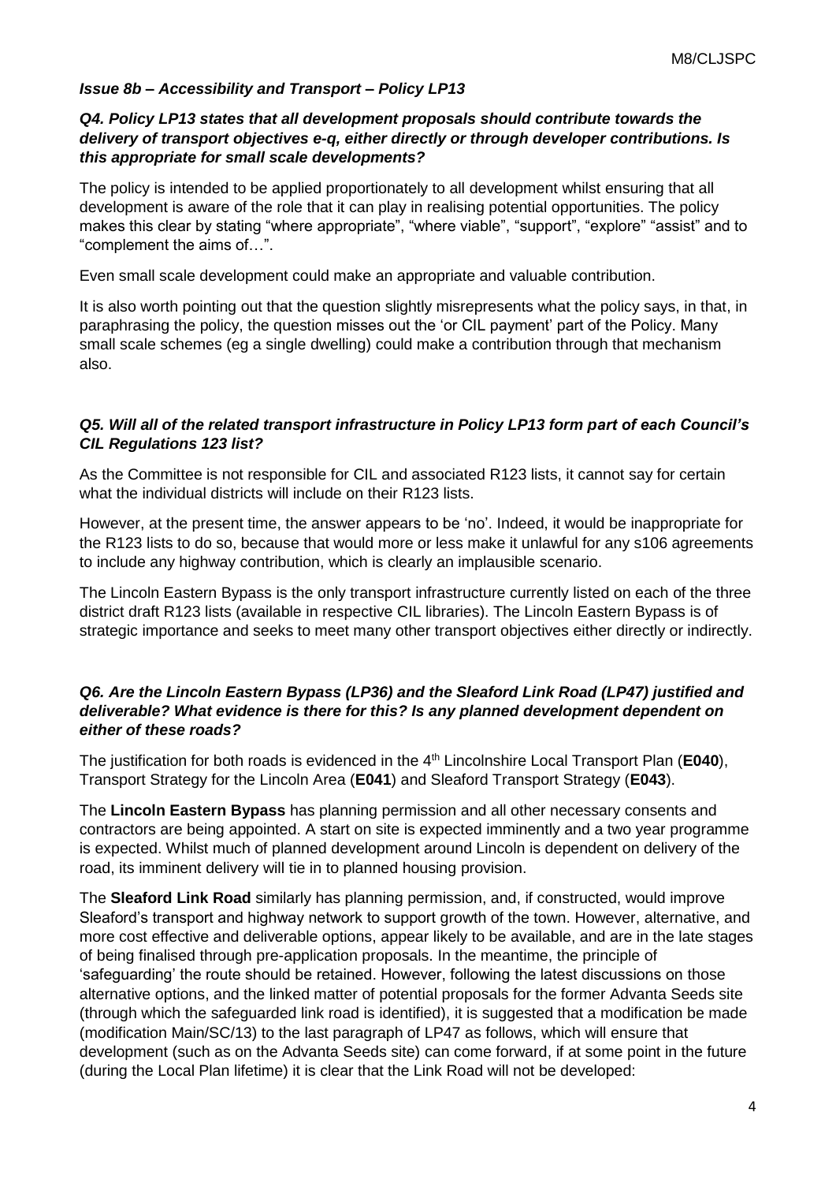### *Issue 8b – Accessibility and Transport – Policy LP13*

***Q4. Policy LP13 states that all development proposals should contribute towards the delivery of transport objectives e-q, either directly or through developer contributions. Is this appropriate for small scale developments?***

The policy is intended to be applied proportionately to all development whilst ensuring that all development is aware of the role that it can play in realising potential opportunities. The policy makes this clear by stating "where appropriate", "where viable", "support", "explore" "assist" and to "complement the aims of…".

Even small scale development could make an appropriate and valuable contribution.

It is also worth pointing out that the question slightly misrepresents what the policy says, in that, in paraphrasing the policy, the question misses out the 'or CIL payment' part of the Policy. Many small scale schemes (eg a single dwelling) could make a contribution through that mechanism also.

***Q5. Will all of the related transport infrastructure in Policy LP13 form part of each Council's CIL Regulations 123 list?***

As the Committee is not responsible for CIL and associated R123 lists, it cannot say for certain what the individual districts will include on their R123 lists.

However, at the present time, the answer appears to be 'no'. Indeed, it would be inappropriate for the R123 lists to do so, because that would more or less make it unlawful for any s106 agreements to include any highway contribution, which is clearly an implausible scenario.

The Lincoln Eastern Bypass is the only transport infrastructure currently listed on each of the three district draft R123 lists (available in respective CIL libraries). The Lincoln Eastern Bypass is of strategic importance and seeks to meet many other transport objectives either directly or indirectly.

***Q6. Are the Lincoln Eastern Bypass (LP36) and the Sleaford Link Road (LP47) justified and deliverable? What evidence is there for this? Is any planned development dependent on either of these roads?***

The justification for both roads is evidenced in the 4th Lincolnshire Local Transport Plan (**E040**), Transport Strategy for the Lincoln Area (**E041**) and Sleaford Transport Strategy (**E043**).

The **Lincoln Eastern Bypass** has planning permission and all other necessary consents and contractors are being appointed. A start on site is expected imminently and a two year programme is expected. Whilst much of planned development around Lincoln is dependent on delivery of the road, its imminent delivery will tie in to planned housing provision.

The **Sleaford Link Road** similarly has planning permission, and, if constructed, would improve Sleaford's transport and highway network to support growth of the town. However, alternative, and more cost effective and deliverable options, appear likely to be available, and are in the late stages of being finalised through pre-application proposals. In the meantime, the principle of 'safeguarding' the route should be retained. However, following the latest discussions on those alternative options, and the linked matter of potential proposals for the former Advanta Seeds site (through which the safeguarded link road is identified), it is suggested that a modification be made (modification Main/SC/13) to the last paragraph of LP47 as follows, which will ensure that development (such as on the Advanta Seeds site) can come forward, if at some point in the future (during the Local Plan lifetime) it is clear that the Link Road will not be developed: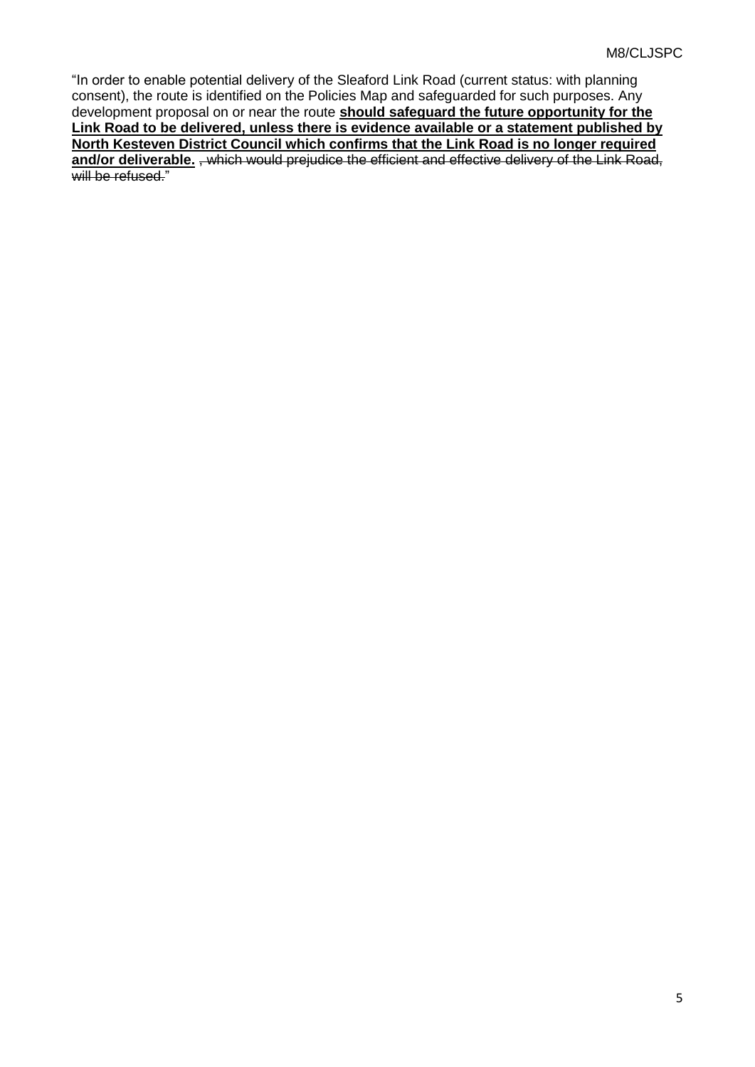"In order to enable potential delivery of the Sleaford Link Road (current status: with planning consent), the route is identified on the Policies Map and safeguarded for such purposes. Any development proposal on or near the route **<u>should safeguard the future opportunity for the Link Road to be delivered, unless there is evidence available or a statement published by North Kesteven District Council which confirms that the Link Road is no longer required and/or deliverable.</u>** ~~, which would prejudice the efficient and effective delivery of the Link Road, will be refused.~~"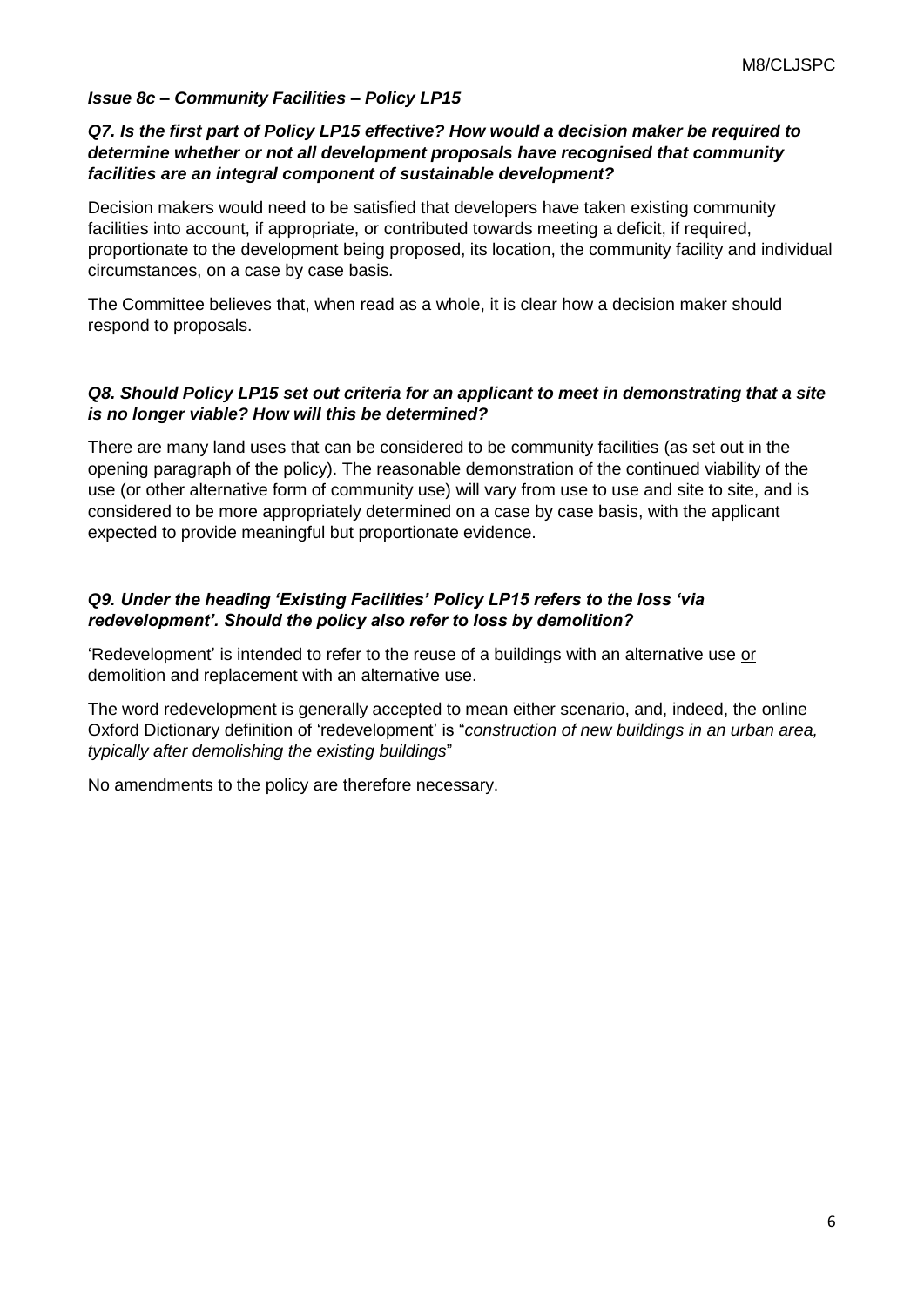### *Issue 8c – Community Facilities – Policy LP15*

***Q7. Is the first part of Policy LP15 effective? How would a decision maker be required to determine whether or not all development proposals have recognised that community facilities are an integral component of sustainable development?***

Decision makers would need to be satisfied that developers have taken existing community facilities into account, if appropriate, or contributed towards meeting a deficit, if required, proportionate to the development being proposed, its location, the community facility and individual circumstances, on a case by case basis.

The Committee believes that, when read as a whole, it is clear how a decision maker should respond to proposals.

***Q8. Should Policy LP15 set out criteria for an applicant to meet in demonstrating that a site is no longer viable? How will this be determined?***

There are many land uses that can be considered to be community facilities (as set out in the opening paragraph of the policy). The reasonable demonstration of the continued viability of the use (or other alternative form of community use) will vary from use to use and site to site, and is considered to be more appropriately determined on a case by case basis, with the applicant expected to provide meaningful but proportionate evidence.

***Q9. Under the heading 'Existing Facilities' Policy LP15 refers to the loss 'via redevelopment'. Should the policy also refer to loss by demolition?***

'Redevelopment' is intended to refer to the reuse of a buildings with an alternative use <u>or</u> demolition and replacement with an alternative use.

The word redevelopment is generally accepted to mean either scenario, and, indeed, the online Oxford Dictionary definition of 'redevelopment' is "*construction of new buildings in an urban area, typically after demolishing the existing buildings*"

No amendments to the policy are therefore necessary.